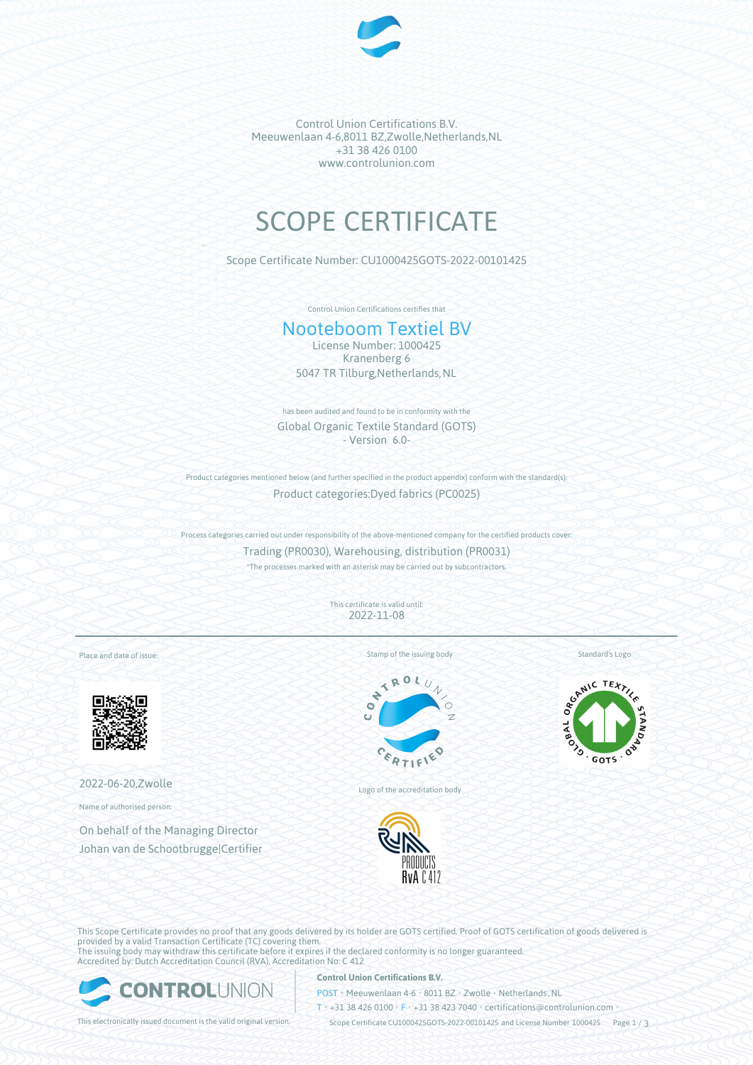Control Union Certifications B.V.
Meeuwenlaan 4-6,8011 BZ,Zwolle,Netherlands,NL
+31 38 426 0100
www.controlunion.com

# SCOPE CERTIFICATE

Scope Certificate Number: CU1000425GOTS-2022-00101425

Control Union Certifications certifies that

## Nooteboom Textiel BV

License Number: 1000425
Kranenberg 6
5047 TR Tilburg,Netherlands, NL

has been audited and found to be in conformity with the

Global Organic Textile Standard (GOTS)
- Version 6.0-

Product categories mentioned below (and further specified in the product appendix) conform with the standard(s):

Product categories:Dyed fabrics (PC0025)

Process categories carried out under responsibility of the above-mentioned company for the certified products cover:

Trading (PR0030), Warehousing, distribution (PR0031)

*The processes marked with an asterisk may be carried out by subcontractors.

This certificate is valid until:
2022-11-08

Place and date of issue:

2022-06-20,Zwolle

Name of authorised person:

On behalf of the Managing Director
Johan van de Schootbrugge|Certifier

Stamp of the issuing body

Logo of the accreditation body

Standard's Logo

This Scope Certificate provides no proof that any goods delivered by its holder are GOTS certified. Proof of GOTS certification of goods delivered is provided by a valid Transaction Certificate (TC) covering them.
The issuing body may withdraw this certificate before it expires if the declared conformity is no longer guaranteed.
Accredited by: Dutch Accreditation Council (RVA), Accreditation No: C 412

This electronically issued document is the valid original version.

**Control Union Certifications B.V.**
POST • Meeuwenlaan 4-6 • 8011 BZ • Zwolle • Netherlands, NL
T • +31 38 426 0100 • F • +31 38 423 7040 • certifications@controlunion.com •
Scope Certificate CU1000425GOTS-2022-00101425 and License Number 1000425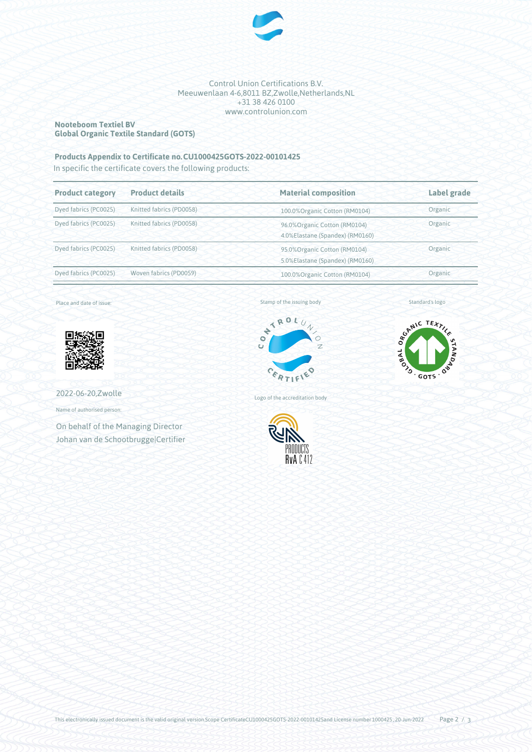Control Union Certifications B.V.
Meeuwenlaan 4-6,8011 BZ,Zwolle,Netherlands,NL
+31 38 426 0100
www.controlunion.com

**Nooteboom Textiel BV**
**Global Organic Textile Standard (GOTS)**

**Products Appendix to Certificate no.CU1000425GOTS-2022-00101425**
In specific the certificate covers the following products:

| Product category | Product details | Material composition | Label grade |
| --- | --- | --- | --- |
| Dyed fabrics (PC0025) | Knitted fabrics (PD0058) | 100.0%Organic Cotton (RM0104) | Organic |
| Dyed fabrics (PC0025) | Knitted fabrics (PD0058) | 96.0%Organic Cotton (RM0104)<br>4.0%Elastane (Spandex) (RM0160) | Organic |
| Dyed fabrics (PC0025) | Knitted fabrics (PD0058) | 95.0%Organic Cotton (RM0104)<br>5.0%Elastane (Spandex) (RM0160) | Organic |
| Dyed fabrics (PC0025) | Woven fabrics (PD0059) | 100.0%Organic Cotton (RM0104) | Organic |

Place and date of issue:

2022-06-20,Zwolle

Name of authorised person:

On behalf of the Managing Director
Johan van de Schootbrugge|Certifier

Stamp of the issuing body

Logo of the accreditation body

Standard's logo

This electronically issued document is the valid original version.Scope CertificateCU1000425GOTS-2022-00101425and License number 1000425, 20-Jun-2022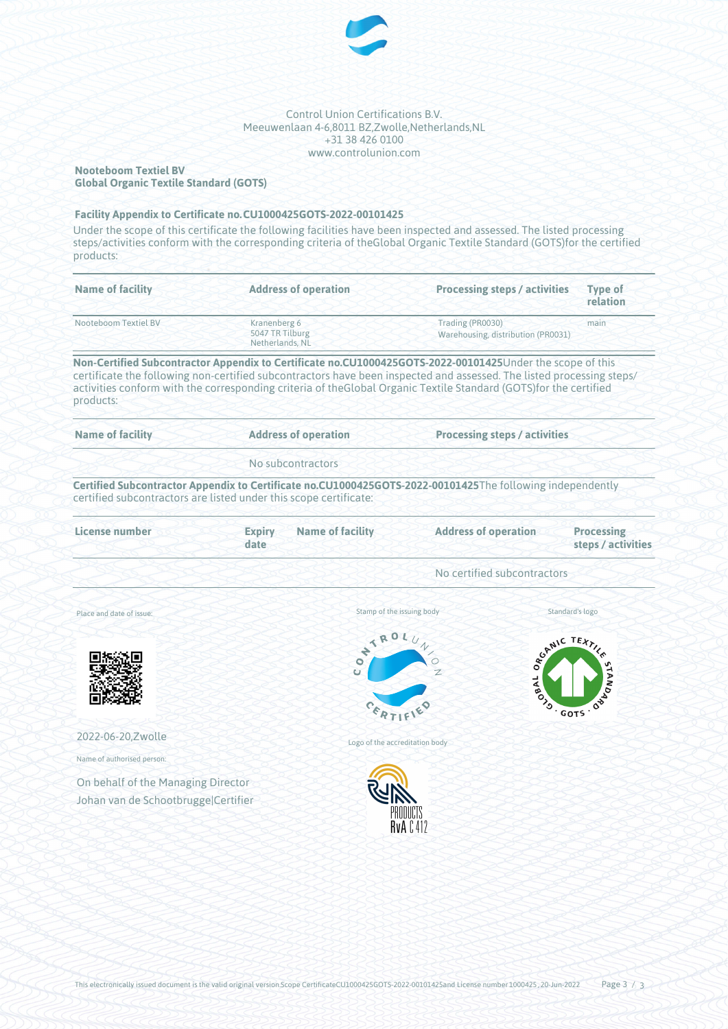Control Union Certifications B.V.
Meeuwenlaan 4-6,8011 BZ,Zwolle,Netherlands,NL
+31 38 426 0100
www.controlunion.com

**Nooteboom Textiel BV**
**Global Organic Textile Standard (GOTS)**

**Facility Appendix to Certificate no. CU1000425GOTS-2022-00101425**

Under the scope of this certificate the following facilities have been inspected and assessed. The listed processing steps/activities conform with the corresponding criteria of theGlobal Organic Textile Standard (GOTS)for the certified products:

| Name of facility | Address of operation | Processing steps / activities | Type of relation |
|---|---|---|---|
| Nooteboom Textiel BV | Kranenberg 6<br>5047 TR Tilburg<br>Netherlands, NL | Trading (PR0030)<br>Warehousing, distribution (PR0031) | main |

**Non-Certified Subcontractor Appendix to Certificate no.CU1000425GOTS-2022-00101425** Under the scope of this certificate the following non-certified subcontractors have been inspected and assessed. The listed processing steps/ activities conform with the corresponding criteria of theGlobal Organic Textile Standard (GOTS)for the certified products:

| Name of facility | Address of operation | Processing steps / activities |
|---|---|---|
| | No subcontractors | |

**Certified Subcontractor Appendix to Certificate no.CU1000425GOTS-2022-00101425** The following independently certified subcontractors are listed under this scope certificate:

| License number | Expiry date | Name of facility | Address of operation | Processing steps / activities |
|---|---|---|---|---|
| | | | No certified subcontractors | |

Place and date of issue:

2022-06-20,Zwolle

Name of authorised person:

On behalf of the Managing Director
Johan van de Schootbrugge|Certifier

Stamp of the issuing body

Standard's logo

Logo of the accreditation body

This electronically issued document is the valid original version.Scope CertificateCU1000425GOTS-2022-00101425and License number 1000425, 20-Jun-2022